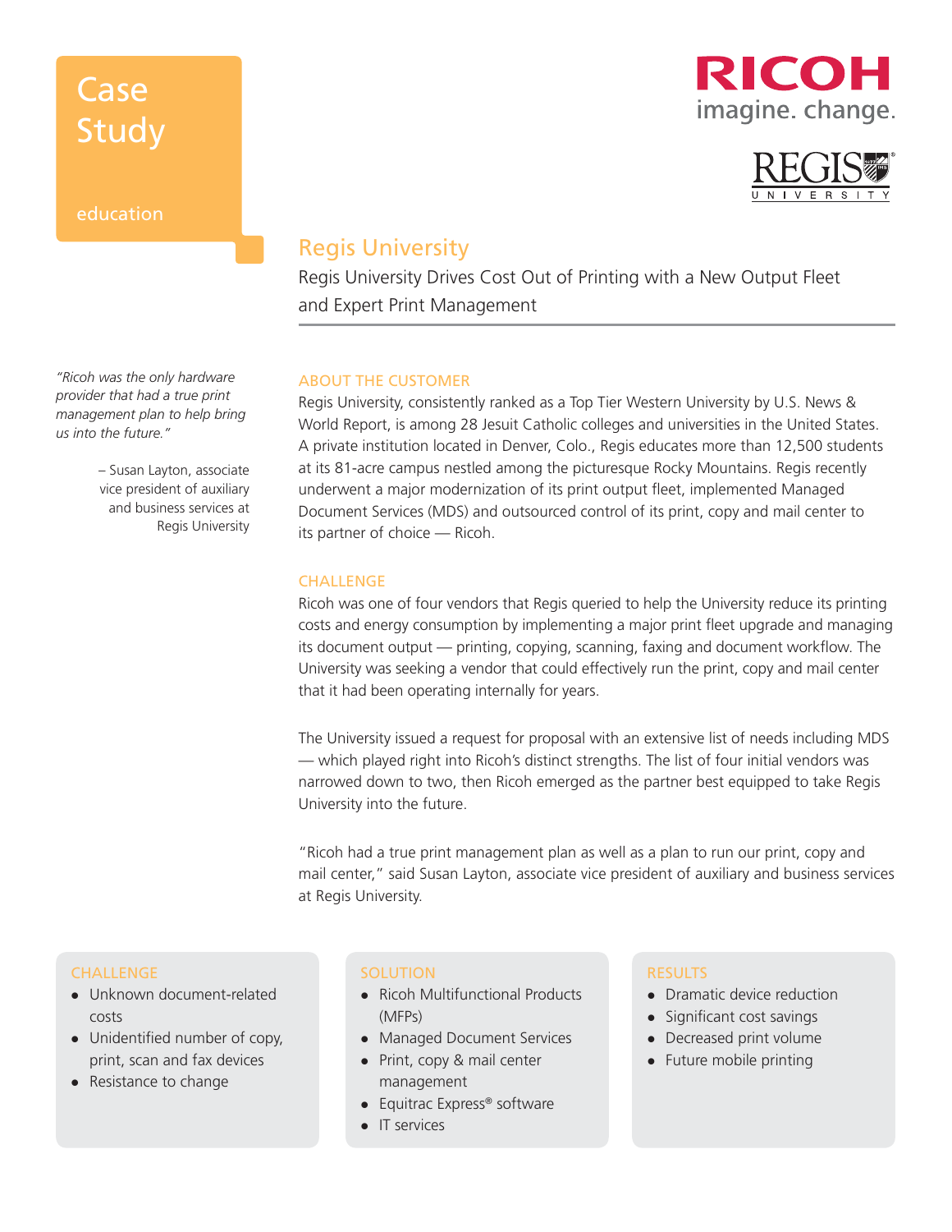# Case Study

education

## Regis University

Regis University Drives Cost Out of Printing with a New Output Fleet and Expert Print Management

*"Ricoh was the only hardware provider that had a true print management plan to help bring us into the future."*

– Susan Layton, associate vice president of auxiliary and business services at Regis University

### ABOUT THE CUSTOMER

Regis University, consistently ranked as a Top Tier Western University by U.S. News & World Report, is among 28 Jesuit Catholic colleges and universities in the United States. A private institution located in Denver, Colo., Regis educates more than 12,500 students at its 81-acre campus nestled among the picturesque Rocky Mountains. Regis recently underwent a major modernization of its print output fleet, implemented Managed Document Services (MDS) and outsourced control of its print, copy and mail center to its partner of choice — Ricoh.

### CHALLENGE

Ricoh was one of four vendors that Regis queried to help the University reduce its printing costs and energy consumption by implementing a major print fleet upgrade and managing its document output — printing, copying, scanning, faxing and document workflow. The University was seeking a vendor that could effectively run the print, copy and mail center that it had been operating internally for years.

The University issued a request for proposal with an extensive list of needs including MDS — which played right into Ricoh's distinct strengths. The list of four initial vendors was narrowed down to two, then Ricoh emerged as the partner best equipped to take Regis University into the future.

"Ricoh had a true print management plan as well as a plan to run our print, copy and mail center," said Susan Layton, associate vice president of auxiliary and business services at Regis University.

#### CHALLENGE

- Unknown document-related costs
- Unidentified number of copy, print, scan and fax devices
- Resistance to change

#### SOLUTION

- Ricoh Multifunctional Products (MFPs)
- Managed Document Services
- Print, copy & mail center management
- Equitrac Express® software
- IT services

#### RESULTS

- Dramatic device reduction
- Significant cost savings
- Decreased print volume
- Future mobile printing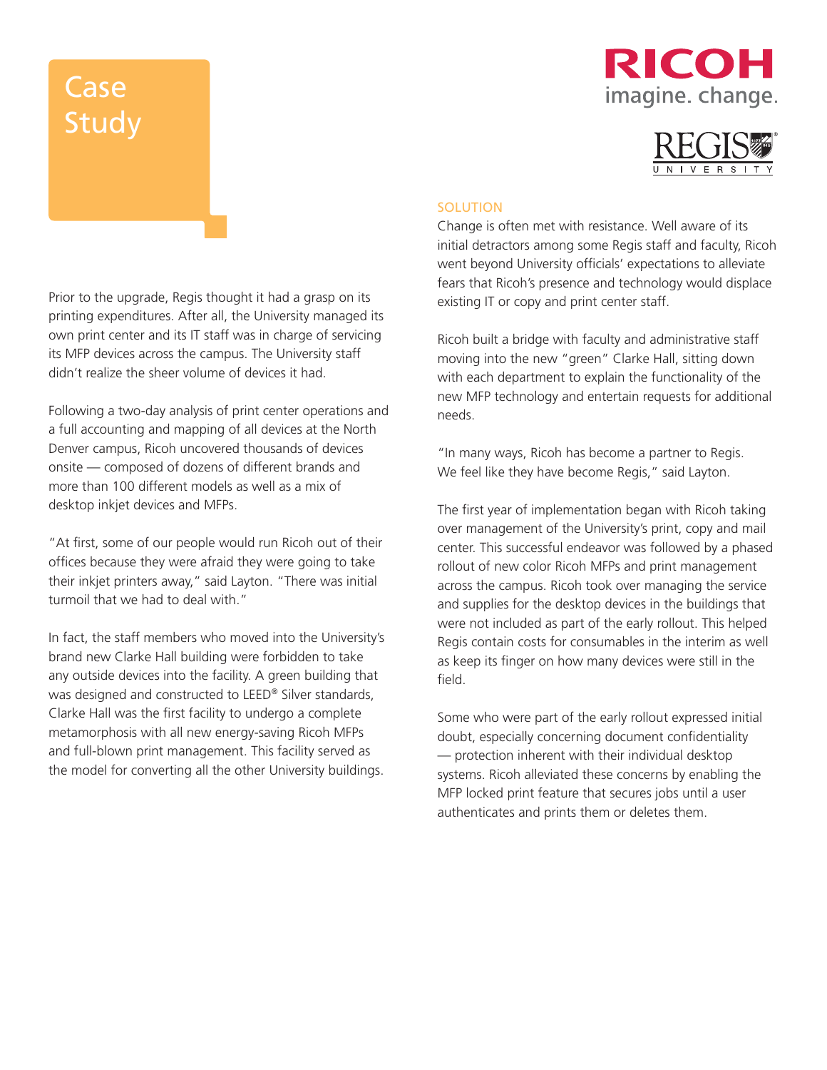# Case Study

Prior to the upgrade, Regis thought it had a grasp on its printing expenditures. After all, the University managed its own print center and its IT staff was in charge of servicing its MFP devices across the campus. The University staff didn't realize the sheer volume of devices it had.

Following a two-day analysis of print center operations and a full accounting and mapping of all devices at the North Denver campus, Ricoh uncovered thousands of devices onsite — composed of dozens of different brands and more than 100 different models as well as a mix of desktop inkjet devices and MFPs.

"At first, some of our people would run Ricoh out of their offices because they were afraid they were going to take their inkjet printers away," said Layton. "There was initial turmoil that we had to deal with."

In fact, the staff members who moved into the University's brand new Clarke Hall building were forbidden to take any outside devices into the facility. A green building that was designed and constructed to LEED® Silver standards, Clarke Hall was the first facility to undergo a complete metamorphosis with all new energy-saving Ricoh MFPs and full-blown print management. This facility served as the model for converting all the other University buildings.

## SOLUTION

Change is often met with resistance. Well aware of its initial detractors among some Regis staff and faculty, Ricoh went beyond University officials' expectations to alleviate fears that Ricoh's presence and technology would displace existing IT or copy and print center staff.

Ricoh built a bridge with faculty and administrative staff moving into the new "green" Clarke Hall, sitting down with each department to explain the functionality of the new MFP technology and entertain requests for additional needs.

"In many ways, Ricoh has become a partner to Regis. We feel like they have become Regis," said Layton.

The first year of implementation began with Ricoh taking over management of the University's print, copy and mail center. This successful endeavor was followed by a phased rollout of new color Ricoh MFPs and print management across the campus. Ricoh took over managing the service and supplies for the desktop devices in the buildings that were not included as part of the early rollout. This helped Regis contain costs for consumables in the interim as well as keep its finger on how many devices were still in the field.

Some who were part of the early rollout expressed initial doubt, especially concerning document confidentiality — protection inherent with their individual desktop systems. Ricoh alleviated these concerns by enabling the MFP locked print feature that secures jobs until a user authenticates and prints them or deletes them.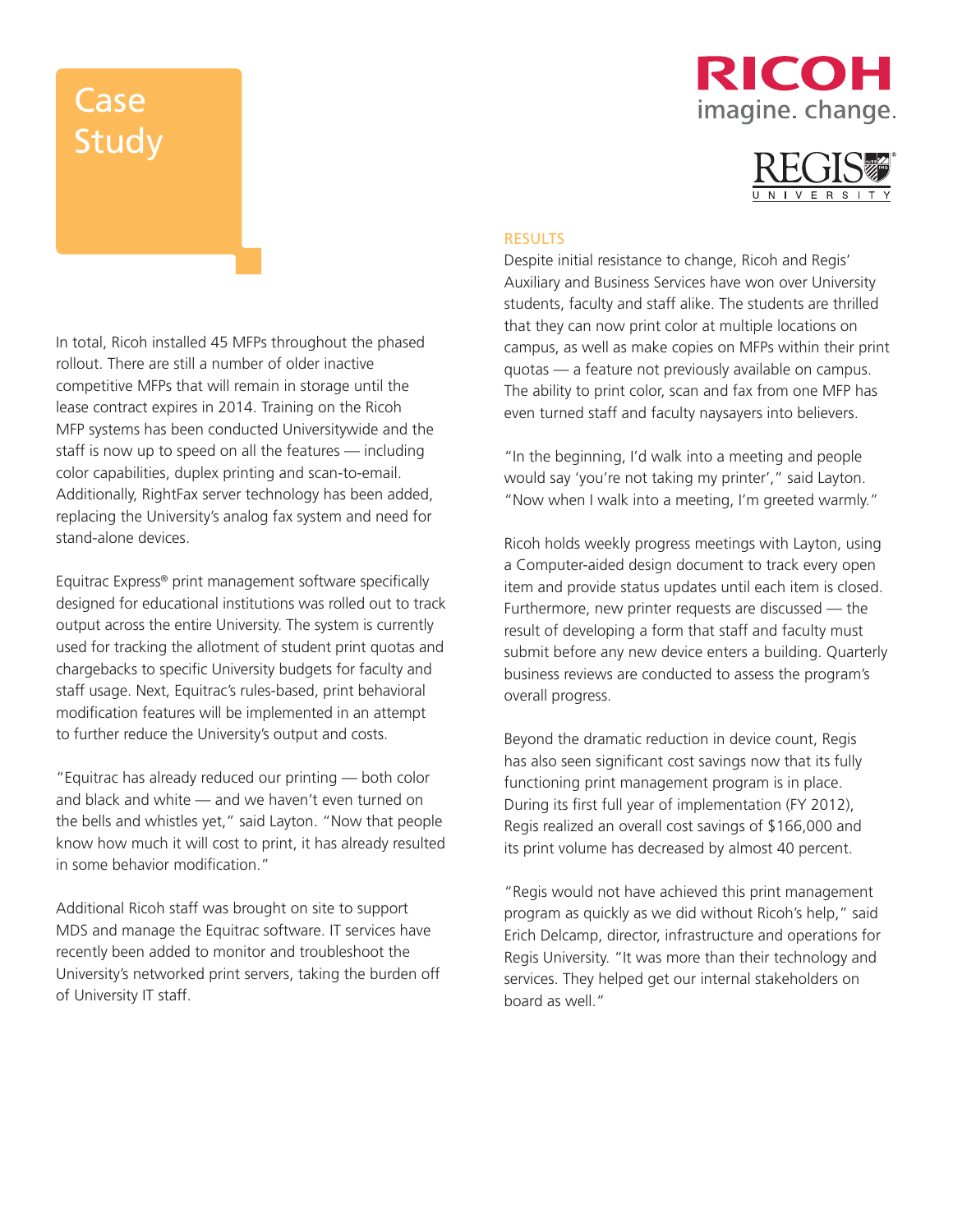# Case Study

In total, Ricoh installed 45 MFPs throughout the phased rollout. There are still a number of older inactive competitive MFPs that will remain in storage until the lease contract expires in 2014. Training on the Ricoh MFP systems has been conducted Universitywide and the staff is now up to speed on all the features — including color capabilities, duplex printing and scan-to-email. Additionally, RightFax server technology has been added, replacing the University's analog fax system and need for stand-alone devices.

Equitrac Express® print management software specifically designed for educational institutions was rolled out to track output across the entire University. The system is currently used for tracking the allotment of student print quotas and chargebacks to specific University budgets for faculty and staff usage. Next, Equitrac's rules-based, print behavioral modification features will be implemented in an attempt to further reduce the University's output and costs.

"Equitrac has already reduced our printing — both color and black and white — and we haven't even turned on the bells and whistles yet," said Layton. "Now that people know how much it will cost to print, it has already resulted in some behavior modification."

Additional Ricoh staff was brought on site to support MDS and manage the Equitrac software. IT services have recently been added to monitor and troubleshoot the University's networked print servers, taking the burden off of University IT staff.

## RESULTS

Despite initial resistance to change, Ricoh and Regis' Auxiliary and Business Services have won over University students, faculty and staff alike. The students are thrilled that they can now print color at multiple locations on campus, as well as make copies on MFPs within their print quotas — a feature not previously available on campus. The ability to print color, scan and fax from one MFP has even turned staff and faculty naysayers into believers.

"In the beginning, I'd walk into a meeting and people would say 'you're not taking my printer'," said Layton. "Now when I walk into a meeting, I'm greeted warmly."

Ricoh holds weekly progress meetings with Layton, using a Computer-aided design document to track every open item and provide status updates until each item is closed. Furthermore, new printer requests are discussed — the result of developing a form that staff and faculty must submit before any new device enters a building. Quarterly business reviews are conducted to assess the program's overall progress.

Beyond the dramatic reduction in device count, Regis has also seen significant cost savings now that its fully functioning print management program is in place. During its first full year of implementation (FY 2012), Regis realized an overall cost savings of $166,000 and its print volume has decreased by almost 40 percent.

"Regis would not have achieved this print management program as quickly as we did without Ricoh's help," said Erich Delcamp, director, infrastructure and operations for Regis University. "It was more than their technology and services. They helped get our internal stakeholders on board as well."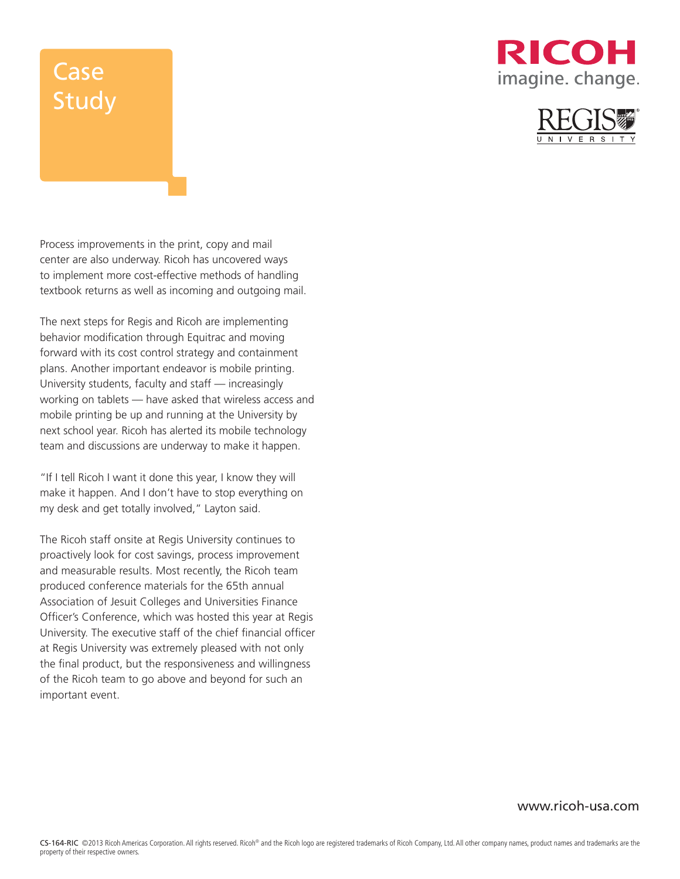# Case Study

Process improvements in the print, copy and mail center are also underway. Ricoh has uncovered ways to implement more cost-effective methods of handling textbook returns as well as incoming and outgoing mail.

The next steps for Regis and Ricoh are implementing behavior modification through Equitrac and moving forward with its cost control strategy and containment plans. Another important endeavor is mobile printing. University students, faculty and staff — increasingly working on tablets — have asked that wireless access and mobile printing be up and running at the University by next school year. Ricoh has alerted its mobile technology team and discussions are underway to make it happen.

"If I tell Ricoh I want it done this year, I know they will make it happen. And I don't have to stop everything on my desk and get totally involved," Layton said.

The Ricoh staff onsite at Regis University continues to proactively look for cost savings, process improvement and measurable results. Most recently, the Ricoh team produced conference materials for the 65th annual Association of Jesuit Colleges and Universities Finance Officer's Conference, which was hosted this year at Regis University. The executive staff of the chief financial officer at Regis University was extremely pleased with not only the final product, but the responsiveness and willingness of the Ricoh team to go above and beyond for such an important event.

www.ricoh-usa.com

**CS-164-RIC** ©2013 Ricoh Americas Corporation. All rights reserved. Ricoh® and the Ricoh logo are registered trademarks of Ricoh Company, Ltd. All other company names, product names and trademarks are the property of their respective owners.